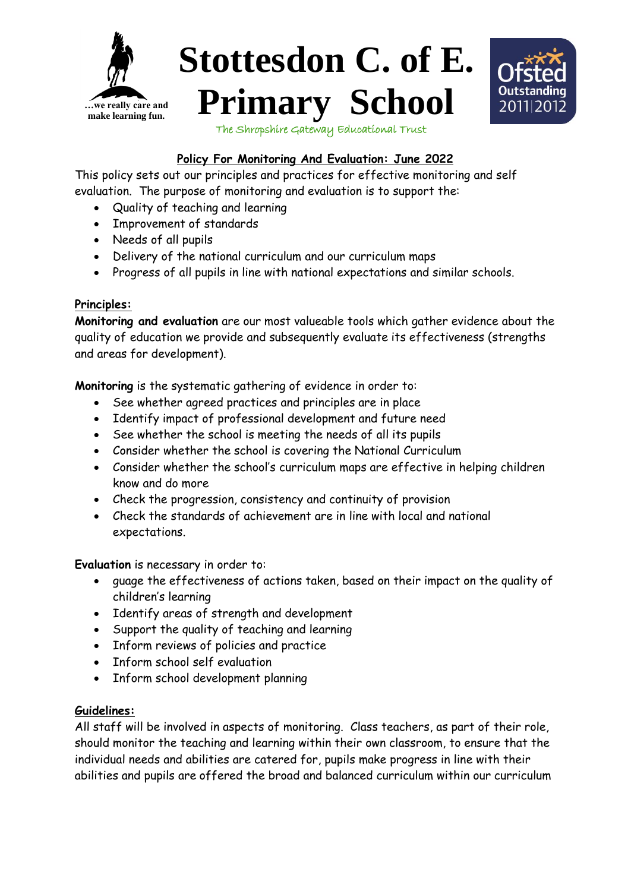…we really care and make learning fun.

# Stottesdon C. of E. Primary School

The Shropshire Gateway Educational Trust

Ofsted Outstanding 2011|2012

## Policy For Monitoring And Evaluation: June 2022

This policy sets out our principles and practices for effective monitoring and self evaluation. The purpose of monitoring and evaluation is to support the:

- Quality of teaching and learning
- Improvement of standards
- Needs of all pupils
- Delivery of the national curriculum and our curriculum maps
- Progress of all pupils in line with national expectations and similar schools.

### Principles:

**Monitoring and evaluation** are our most valueable tools which gather evidence about the quality of education we provide and subsequently evaluate its effectiveness (strengths and areas for development).

**Monitoring** is the systematic gathering of evidence in order to:

- See whether agreed practices and principles are in place
- Identify impact of professional development and future need
- See whether the school is meeting the needs of all its pupils
- Consider whether the school is covering the National Curriculum
- Consider whether the school's curriculum maps are effective in helping children know and do more
- Check the progression, consistency and continuity of provision
- Check the standards of achievement are in line with local and national expectations.

**Evaluation** is necessary in order to:

- guage the effectiveness of actions taken, based on their impact on the quality of children's learning
- Identify areas of strength and development
- Support the quality of teaching and learning
- Inform reviews of policies and practice
- Inform school self evaluation
- Inform school development planning

### Guidelines:

All staff will be involved in aspects of monitoring. Class teachers, as part of their role, should monitor the teaching and learning within their own classroom, to ensure that the individual needs and abilities are catered for, pupils make progress in line with their abilities and pupils are offered the broad and balanced curriculum within our curriculum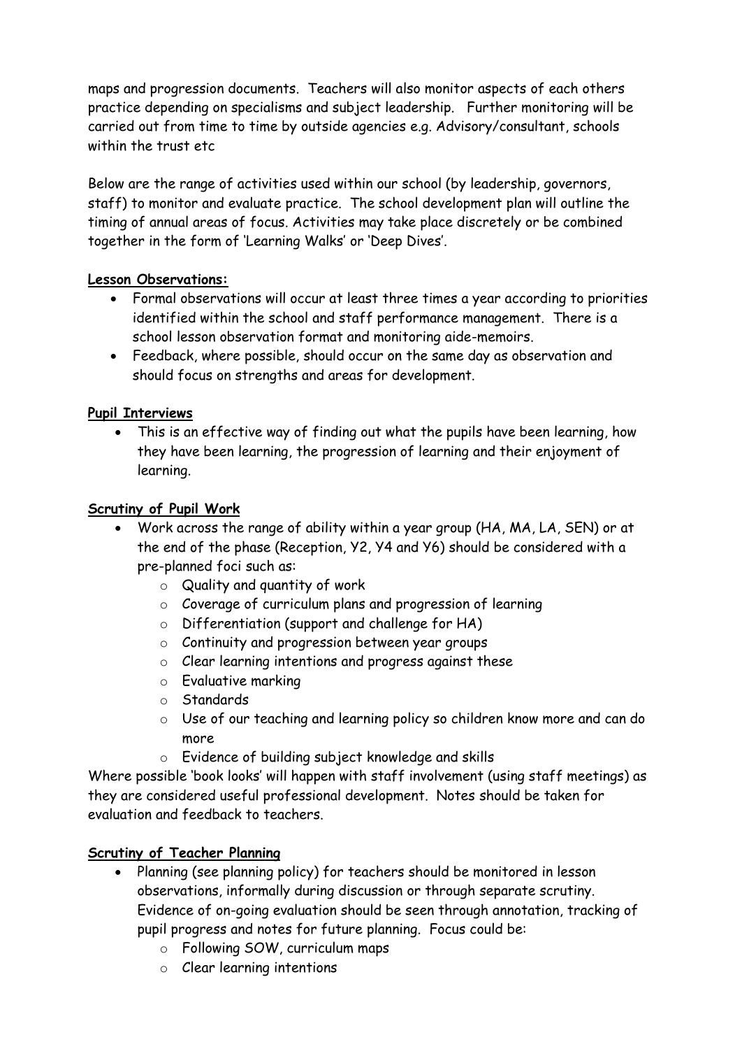maps and progression documents. Teachers will also monitor aspects of each others practice depending on specialisms and subject leadership. Further monitoring will be carried out from time to time by outside agencies e.g. Advisory/consultant, schools within the trust etc

Below are the range of activities used within our school (by leadership, governors, staff) to monitor and evaluate practice. The school development plan will outline the timing of annual areas of focus. Activities may take place discretely or be combined together in the form of 'Learning Walks' or 'Deep Dives'.

**Lesson Observations:**

- Formal observations will occur at least three times a year according to priorities identified within the school and staff performance management. There is a school lesson observation format and monitoring aide-memoirs.
- Feedback, where possible, should occur on the same day as observation and should focus on strengths and areas for development.

**Pupil Interviews**

- This is an effective way of finding out what the pupils have been learning, how they have been learning, the progression of learning and their enjoyment of learning.

**Scrutiny of Pupil Work**

- Work across the range of ability within a year group (HA, MA, LA, SEN) or at the end of the phase (Reception, Y2, Y4 and Y6) should be considered with a pre-planned foci such as:
  - Quality and quantity of work
  - Coverage of curriculum plans and progression of learning
  - Differentiation (support and challenge for HA)
  - Continuity and progression between year groups
  - Clear learning intentions and progress against these
  - Evaluative marking
  - Standards
  - Use of our teaching and learning policy so children know more and can do more
  - Evidence of building subject knowledge and skills

Where possible 'book looks' will happen with staff involvement (using staff meetings) as they are considered useful professional development. Notes should be taken for evaluation and feedback to teachers.

**Scrutiny of Teacher Planning**

- Planning (see planning policy) for teachers should be monitored in lesson observations, informally during discussion or through separate scrutiny. Evidence of on-going evaluation should be seen through annotation, tracking of pupil progress and notes for future planning. Focus could be:
  - Following SOW, curriculum maps
  - Clear learning intentions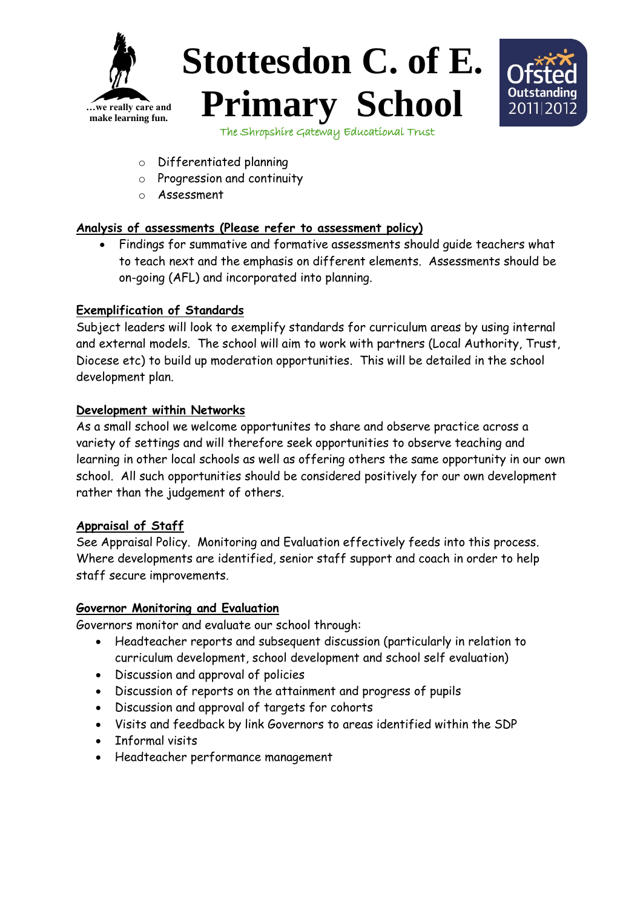- Differentiated planning
- Progression and continuity
- Assessment

**Analysis of assessments (Please refer to assessment policy)**

- Findings for summative and formative assessments should guide teachers what to teach next and the emphasis on different elements. Assessments should be on-going (AFL) and incorporated into planning.

**Exemplification of Standards**

Subject leaders will look to exemplify standards for curriculum areas by using internal and external models. The school will aim to work with partners (Local Authority, Trust, Diocese etc) to build up moderation opportunities. This will be detailed in the school development plan.

**Development within Networks**

As a small school we welcome opportunites to share and observe practice across a variety of settings and will therefore seek opportunities to observe teaching and learning in other local schools as well as offering others the same opportunity in our own school. All such opportunities should be considered positively for our own development rather than the judgement of others.

**Appraisal of Staff**

See Appraisal Policy. Monitoring and Evaluation effectively feeds into this process. Where developments are identified, senior staff support and coach in order to help staff secure improvements.

**Governor Monitoring and Evaluation**

Governors monitor and evaluate our school through:

- Headteacher reports and subsequent discussion (particularly in relation to curriculum development, school development and school self evaluation)
- Discussion and approval of policies
- Discussion of reports on the attainment and progress of pupils
- Discussion and approval of targets for cohorts
- Visits and feedback by link Governors to areas identified within the SDP
- Informal visits
- Headteacher performance management